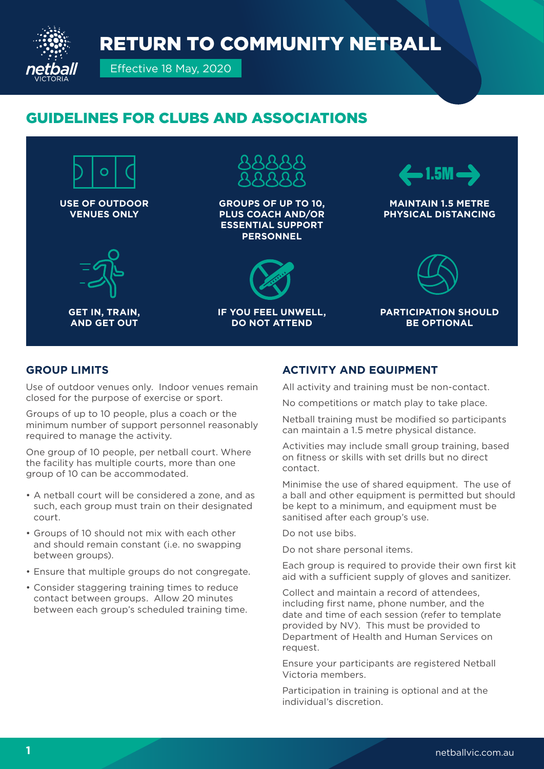# RETURN TO COMMUNITY NETBALL

Effective 18 May, 2020

## GUIDELINES FOR CLUBS AND ASSOCIATIONS

- **USE OF OUTDOOR VENUES ONLY**
- **GROUPS OF UP TO 10, PLUS COACH AND/OR ESSENTIAL SUPPORT PERSONNEL**
- **MAINTAIN 1.5 METRE PHYSICAL DISTANCING**
- **GET IN, TRAIN, AND GET OUT**
- **IF YOU FEEL UNWELL, DO NOT ATTEND**
- **PARTICIPATION SHOULD BE OPTIONAL**

### GROUP LIMITS

Use of outdoor venues only. Indoor venues remain closed for the purpose of exercise or sport.

Groups of up to 10 people, plus a coach or the minimum number of support personnel reasonably required to manage the activity.

One group of 10 people, per netball court. Where the facility has multiple courts, more than one group of 10 can be accommodated.

- A netball court will be considered a zone, and as such, each group must train on their designated court.
- Groups of 10 should not mix with each other and should remain constant (i.e. no swapping between groups).
- Ensure that multiple groups do not congregate.
- Consider staggering training times to reduce contact between groups. Allow 20 minutes between each group's scheduled training time.

### ACTIVITY AND EQUIPMENT

All activity and training must be non-contact.

No competitions or match play to take place.

Netball training must be modified so participants can maintain a 1.5 metre physical distance.

Activities may include small group training, based on fitness or skills with set drills but no direct contact.

Minimise the use of shared equipment. The use of a ball and other equipment is permitted but should be kept to a minimum, and equipment must be sanitised after each group's use.

Do not use bibs.

Do not share personal items.

Each group is required to provide their own first kit aid with a sufficient supply of gloves and sanitizer.

Collect and maintain a record of attendees, including first name, phone number, and the date and time of each session (refer to template provided by NV). This must be provided to Department of Health and Human Services on request.

Ensure your participants are registered Netball Victoria members.

Participation in training is optional and at the individual's discretion.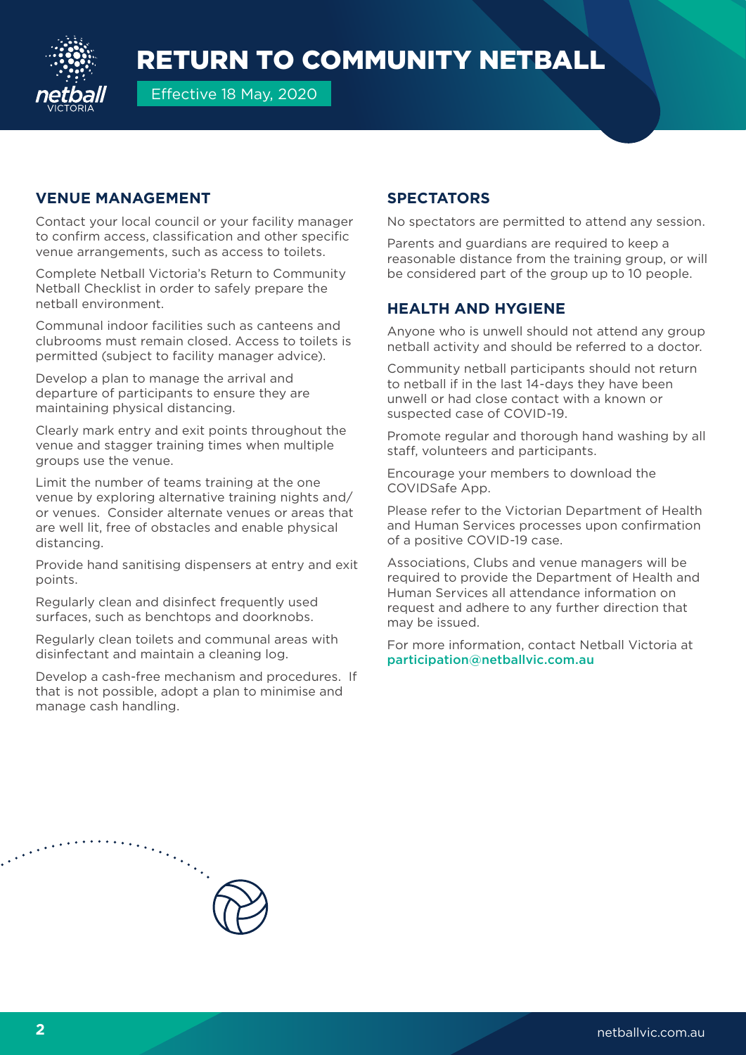# RETURN TO COMMUNITY NETBALL

Effective 18 May, 2020

## VENUE MANAGEMENT

Contact your local council or your facility manager to confirm access, classification and other specific venue arrangements, such as access to toilets.

Complete Netball Victoria's Return to Community Netball Checklist in order to safely prepare the netball environment.

Communal indoor facilities such as canteens and clubrooms must remain closed. Access to toilets is permitted (subject to facility manager advice).

Develop a plan to manage the arrival and departure of participants to ensure they are maintaining physical distancing.

Clearly mark entry and exit points throughout the venue and stagger training times when multiple groups use the venue.

Limit the number of teams training at the one venue by exploring alternative training nights and/or venues. Consider alternate venues or areas that are well lit, free of obstacles and enable physical distancing.

Provide hand sanitising dispensers at entry and exit points.

Regularly clean and disinfect frequently used surfaces, such as benchtops and doorknobs.

Regularly clean toilets and communal areas with disinfectant and maintain a cleaning log.

Develop a cash-free mechanism and procedures. If that is not possible, adopt a plan to minimise and manage cash handling.

## SPECTATORS

No spectators are permitted to attend any session.

Parents and guardians are required to keep a reasonable distance from the training group, or will be considered part of the group up to 10 people.

## HEALTH AND HYGIENE

Anyone who is unwell should not attend any group netball activity and should be referred to a doctor.

Community netball participants should not return to netball if in the last 14-days they have been unwell or had close contact with a known or suspected case of COVID-19.

Promote regular and thorough hand washing by all staff, volunteers and participants.

Encourage your members to download the COVIDSafe App.

Please refer to the Victorian Department of Health and Human Services processes upon confirmation of a positive COVID-19 case.

Associations, Clubs and venue managers will be required to provide the Department of Health and Human Services all attendance information on request and adhere to any further direction that may be issued.

For more information, contact Netball Victoria at participation@netballvic.com.au